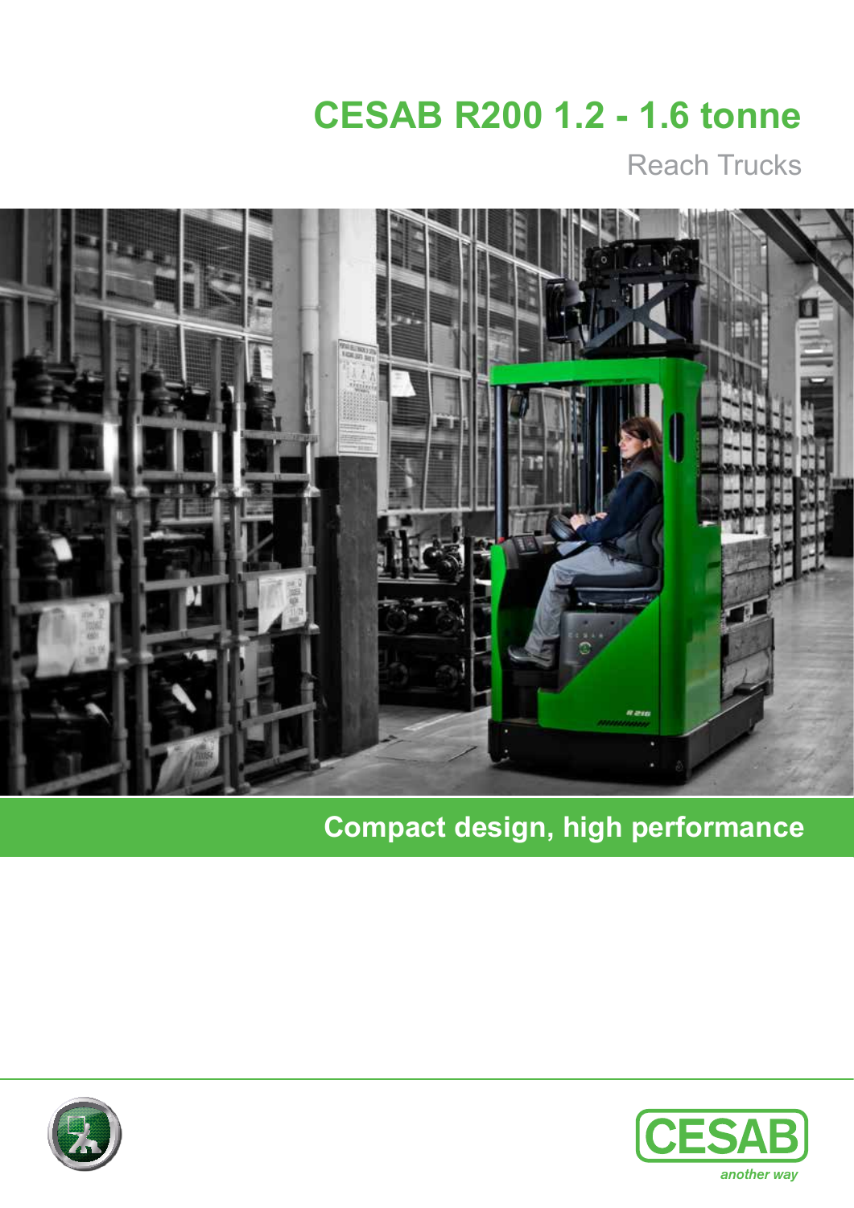# CESAB R200 1.2 - 1.6 tonne

Reach Trucks

## Compact design, high performance

CESAB

*another way*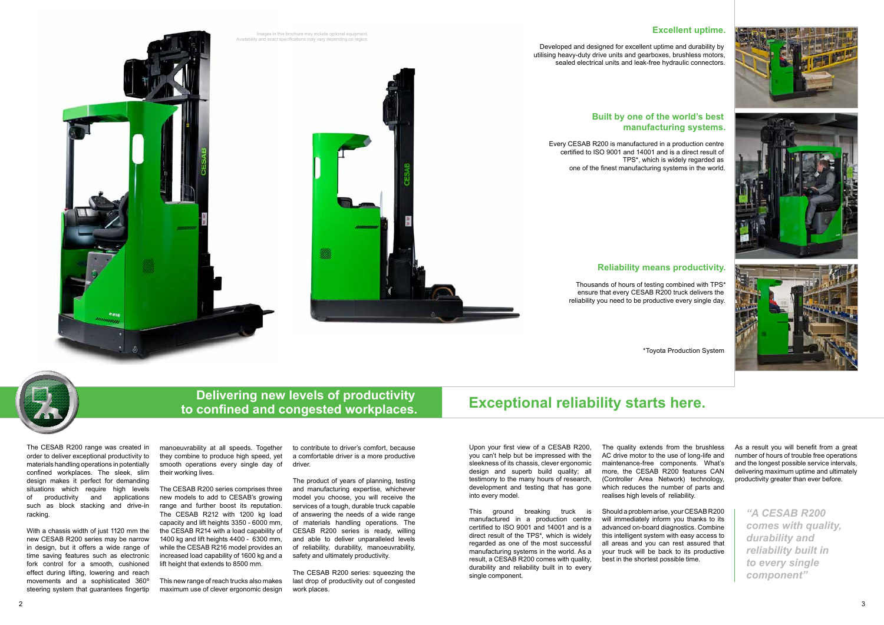Images in this brochure may include optional equipment. Availability and exact specifications may vary depending on region.

## Delivering new levels of productivity to confined and congested workplaces.

The CESAB R200 range was created in order to deliver exceptional productivity to materials handling operations in potentially confined workplaces. The sleek, slim design makes it perfect for demanding situations which require high levels of productivity and applications such as block stacking and drive-in racking.

With a chassis width of just 1120 mm the new CESAB R200 series may be narrow in design, but it offers a wide range of time saving features such as electronic fork control for a smooth, cushioned effect during lifting, lowering and reach movements and a sophisticated 360° steering system that guarantees fingertip manoeuvrability at all speeds. Together they combine to produce high speed, yet smooth operations every single day of their working lives.

The CESAB R200 series comprises three new models to add to CESAB's growing range and further boost its reputation. The CESAB R212 with 1200 kg load capacity and lift heights 3350 - 6000 mm, the CESAB R214 with a load capability of 1400 kg and lift heights 4400 - 6300 mm, while the CESAB R216 model provides an increased load capability of 1600 kg and a lift height that extends to 8500 mm.

This new range of reach trucks also makes maximum use of clever ergonomic design to contribute to driver's comfort, because a comfortable driver is a more productive driver.

The product of years of planning, testing and manufacturing expertise, whichever model you choose, you will receive the services of a tough, durable truck capable of answering the needs of a wide range of materials handling operations. The CESAB R200 series is ready, willing and able to deliver unparalleled levels of reliability, durability, manoeuvrability, safety and ultimately productivity.

The CESAB R200 series: squeezing the last drop of productivity out of congested work places.

### Excellent uptime.

Developed and designed for excellent uptime and durability by utilising heavy-duty drive units and gearboxes, brushless motors, sealed electrical units and leak-free hydraulic connectors.

### Built by one of the world's best manufacturing systems.

Every CESAB R200 is manufactured in a production centre certified to ISO 9001 and 14001 and is a direct result of TPS*, which is widely regarded as one of the finest manufacturing systems in the world.

### Reliability means productivity.

Thousands of hours of testing combined with TPS* ensure that every CESAB R200 truck delivers the reliability you need to be productive every single day.

*Toyota Production System

## Exceptional reliability starts here.

Upon your first view of a CESAB R200, you can't help but be impressed with the sleekness of its chassis, clever ergonomic design and superb build quality; all testimony to the many hours of research, development and testing that has gone into every model.

This ground breaking truck is manufactured in a production centre certified to ISO 9001 and 14001 and is a direct result of the TPS*, which is widely regarded as one of the most successful manufacturing systems in the world. As a result, a CESAB R200 comes with quality, durability and reliability built in to every single component.

The quality extends from the brushless AC drive motor to the use of long-life and maintenance-free components. What's more, the CESAB R200 features CAN (Controller Area Network) technology, which reduces the number of parts and realises high levels of reliability.

Should a problem arise, your CESAB R200 will immediately inform you thanks to its advanced on-board diagnostics. Combine this intelligent system with easy access to all areas and you can rest assured that your truck will be back to its productive best in the shortest possible time.

As a result you will benefit from a great number of hours of trouble free operations and the longest possible service intervals, delivering maximum uptime and ultimately productivity greater than ever before.

*"A CESAB R200 comes with quality, durability and reliability built in to every single component"*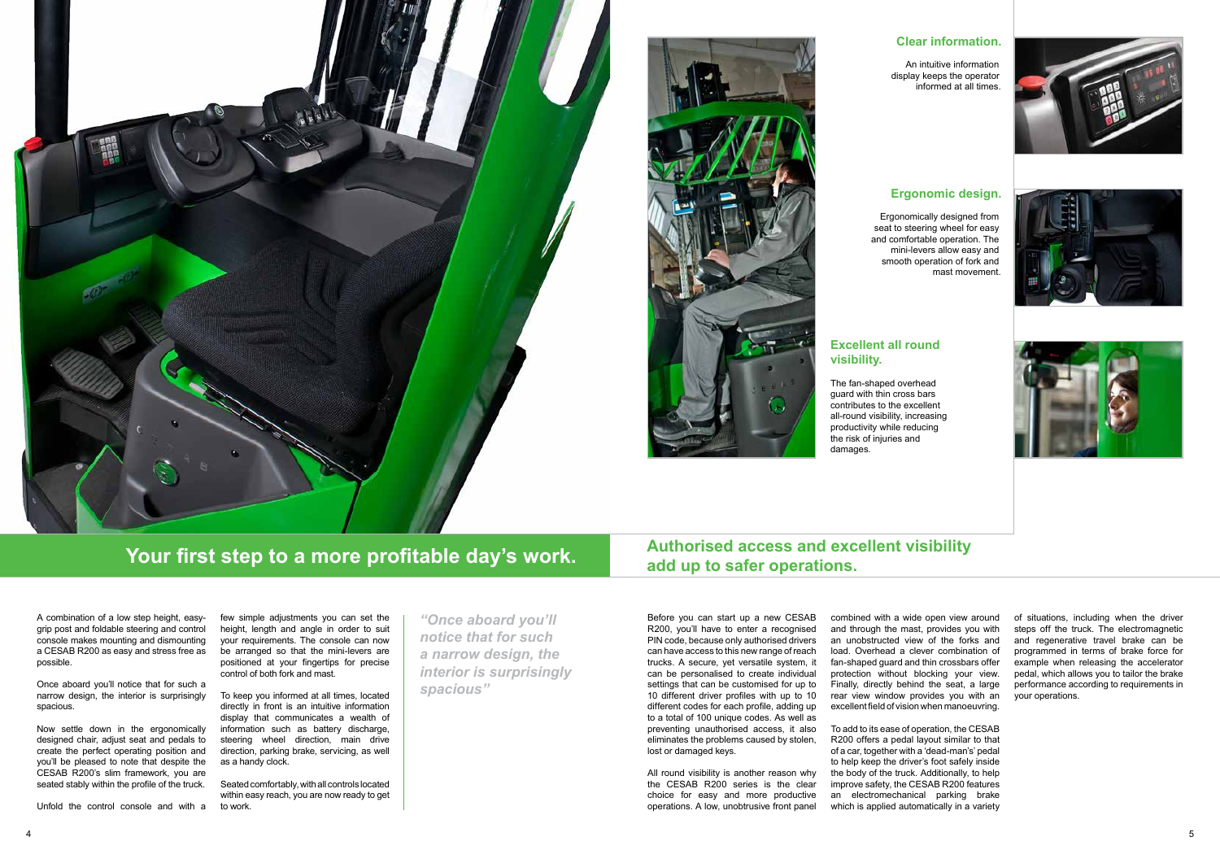## Clear information.

An intuitive information display keeps the operator informed at all times.

## Ergonomic design.

Ergonomically designed from seat to steering wheel for easy and comfortable operation. The mini-levers allow easy and smooth operation of fork and mast movement.

## Excellent all round visibility.

The fan-shaped overhead guard with thin cross bars contributes to the excellent all-round visibility, increasing productivity while reducing the risk of injuries and damages.

# Your first step to a more profitable day's work.

A combination of a low step height, easy-grip post and foldable steering and control console makes mounting and dismounting a CESAB R200 as easy and stress free as possible.

Once aboard you'll notice that for such a narrow design, the interior is surprisingly spacious.

Now settle down in the ergonomically designed chair, adjust seat and pedals to create the perfect operating position and you'll be pleased to note that despite the CESAB R200's slim framework, you are seated stably within the profile of the truck.

Unfold the control console and with a few simple adjustments you can set the height, length and angle in order to suit your requirements. The console can now be arranged so that the mini-levers are positioned at your fingertips for precise control of both fork and mast.

To keep you informed at all times, located directly in front is an intuitive information display that communicates a wealth of information such as battery discharge, steering wheel direction, main drive direction, parking brake, servicing, as well as a handy clock.

Seated comfortably, with all controls located within easy reach, you are now ready to get to work.

*"Once aboard you'll notice that for such a narrow design, the interior is surprisingly spacious"*

# Authorised access and excellent visibility add up to safer operations.

Before you can start up a new CESAB R200, you'll have to enter a recognised PIN code, because only authorised drivers can have access to this new range of reach trucks. A secure, yet versatile system, it can be personalised to create individual settings that can be customised for up to 10 different driver profiles with up to 10 different codes for each profile, adding up to a total of 100 unique codes. As well as preventing unauthorised access, it also eliminates the problems caused by stolen, lost or damaged keys.

All round visibility is another reason why the CESAB R200 series is the clear choice for easy and more productive operations. A low, unobtrusive front panel combined with a wide open view around and through the mast, provides you with an unobstructed view of the forks and load. Overhead a clever combination of fan-shaped guard and thin crossbars offer protection without blocking your view. Finally, directly behind the seat, a large rear view window provides you with an excellent field of vision when manoeuvring.

To add to its ease of operation, the CESAB R200 offers a pedal layout similar to that of a car, together with a 'dead-man's' pedal to help keep the driver's foot safely inside the body of the truck. Additionally, to help improve safety, the CESAB R200 features an electromechanical parking brake which is applied automatically in a variety of situations, including when the driver steps off the truck. The electromagnetic and regenerative travel brake can be programmed in terms of brake force for example when releasing the accelerator pedal, which allows you to tailor the brake performance according to requirements in your operations.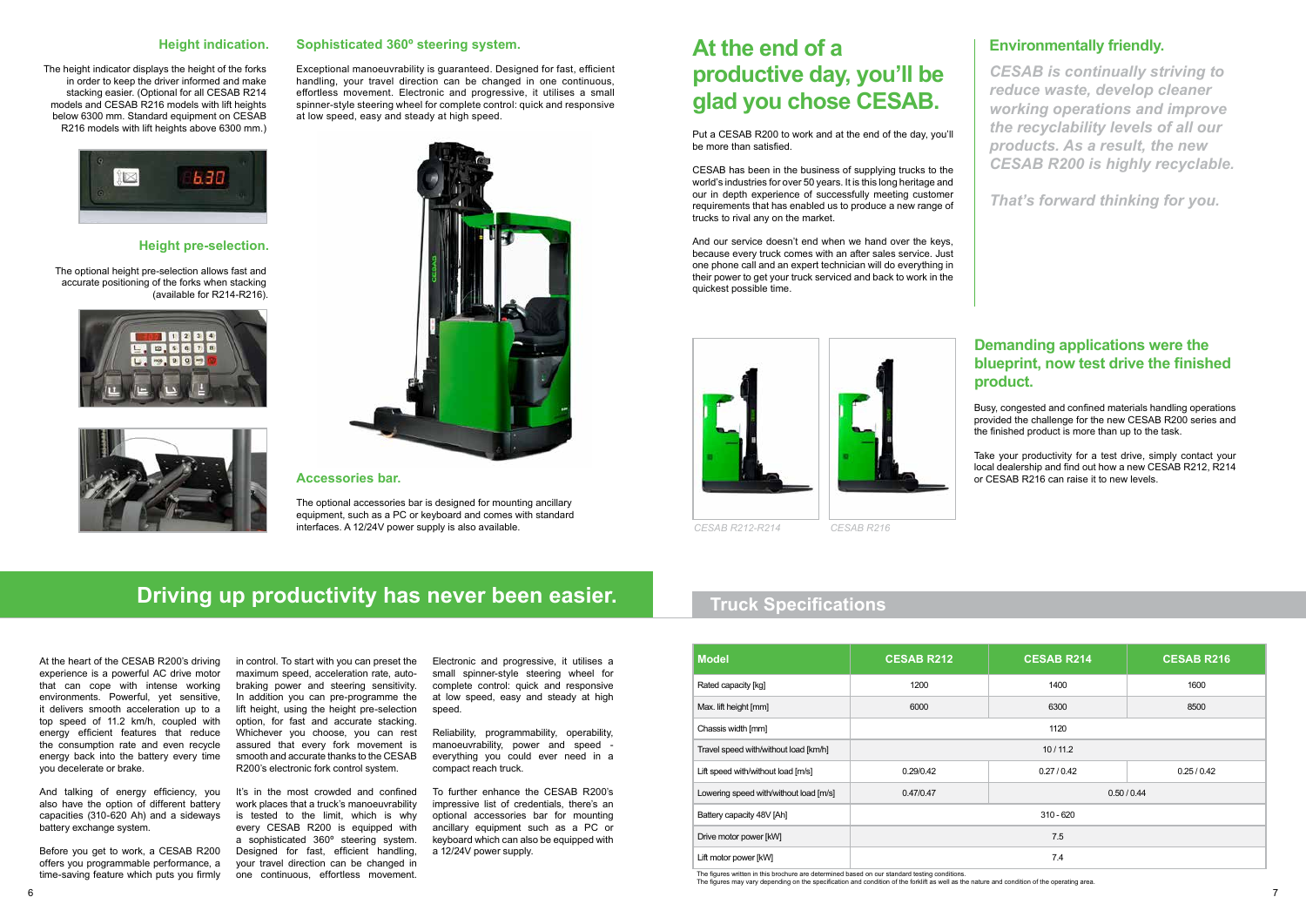## Height indication.

The height indicator displays the height of the forks in order to keep the driver informed and make stacking easier. (Optional for all CESAB R214 models and CESAB R216 models with lift heights below 6300 mm. Standard equipment on CESAB R216 models with lift heights above 6300 mm.)

## Height pre-selection.

The optional height pre-selection allows fast and accurate positioning of the forks when stacking (available for R214-R216).

## Sophisticated 360º steering system.

Exceptional manoeuvrability is guaranteed. Designed for fast, efficient handling, your travel direction can be changed in one continuous, effortless movement. Electronic and progressive, it utilises a small spinner-style steering wheel for complete control: quick and responsive at low speed, easy and steady at high speed.

## Accessories bar.

The optional accessories bar is designed for mounting ancillary equipment, such as a PC or keyboard and comes with standard interfaces. A 12/24V power supply is also available.

# Driving up productivity has never been easier.

At the heart of the CESAB R200's driving experience is a powerful AC drive motor that can cope with intense working environments. Powerful, yet sensitive, it delivers smooth acceleration up to a top speed of 11.2 km/h, coupled with energy efficient features that reduce the consumption rate and even recycle energy back into the battery every time you decelerate or brake.

And talking of energy efficiency, you also have the option of different battery capacities (310-620 Ah) and a sideways battery exchange system.

Before you get to work, a CESAB R200 offers you programmable performance, a time-saving feature which puts you firmly in control. To start with you can preset the maximum speed, acceleration rate, auto-braking power and steering sensitivity. In addition you can pre-programme the lift height, using the height pre-selection option, for fast and accurate stacking. Whichever you choose, you can rest assured that every fork movement is smooth and accurate thanks to the CESAB R200's electronic fork control system.

It's in the most crowded and confined work places that a truck's manoeuvrability is tested to the limit, which is why every CESAB R200 is equipped with a sophisticated 360º steering system. Designed for fast, efficient handling, your travel direction can be changed in one continuous, effortless movement. Electronic and progressive, it utilises a small spinner-style steering wheel for complete control: quick and responsive at low speed, easy and steady at high speed.

Reliability, programmability, operability, manoeuvrability, power and speed - everything you could ever need in a compact reach truck.

To further enhance the CESAB R200's impressive list of credentials, there's an optional accessories bar for mounting ancillary equipment such as a PC or keyboard which can also be equipped with a 12/24V power supply.

# At the end of a productive day, you'll be glad you chose CESAB.

Put a CESAB R200 to work and at the end of the day, you'll be more than satisfied.

CESAB has been in the business of supplying trucks to the world's industries for over 50 years. It is this long heritage and our in depth experience of successfully meeting customer requirements that has enabled us to produce a new range of trucks to rival any on the market.

And our service doesn't end when we hand over the keys, because every truck comes with an after sales service. Just one phone call and an expert technician will do everything in their power to get your truck serviced and back to work in the quickest possible time.

## Environmentally friendly.

*CESAB is continually striving to reduce waste, develop cleaner working operations and improve the recyclability levels of all our products. As a result, the new CESAB R200 is highly recyclable.*

*That's forward thinking for you.*

*CESAB R212-R214*

*CESAB R216*

## Demanding applications were the blueprint, now test drive the finished product.

Busy, congested and confined materials handling operations provided the challenge for the new CESAB R200 series and the finished product is more than up to the task.

Take your productivity for a test drive, simply contact your local dealership and find out how a new CESAB R212, R214 or CESAB R216 can raise it to new levels.

# Truck Specifications

| Model | CESAB R212 | CESAB R214 | CESAB R216 |
|---|---|---|---|
| Rated capacity [kg] | 1200 | 1400 | 1600 |
| Max. lift height [mm] | 6000 | 6300 | 8500 |
| Chassis width [mm] | 1120 | | |
| Travel speed with/without load [km/h] | 10 / 11.2 | | |
| Lift speed with/without load [m/s] | 0.29/0.42 | 0.27 / 0.42 | 0.25 / 0.42 |
| Lowering speed with/without load [m/s] | 0.47/0.47 | 0.50 / 0.44 | |
| Battery capacity 48V [Ah] | 310 - 620 | | |
| Drive motor power [kW] | 7.5 | | |
| Lift motor power [kW] | 7.4 | | |

The figures written in this brochure are determined based on our standard testing conditions.
The figures may vary depending on the specification and condition of the forklift as well as the nature and condition of the operating area.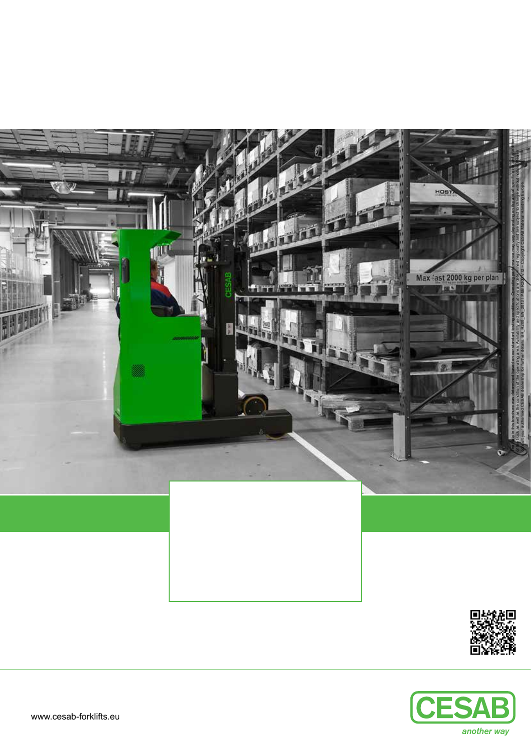All data in this brochure were determined based on our standard testing conditions. Operating performance may vary depending on the actual specification and condition of the truck as well as the condition of the operating area. Availability and specifications are determined by regional market requirements. Please consult your authorised CESAB dealership for further details. BR_R200_EN_2013 / PAB R200 / 12 – Copyright CESAB Material Handling Europe

www.cesab-forklifts.eu

CESAB

*another way*